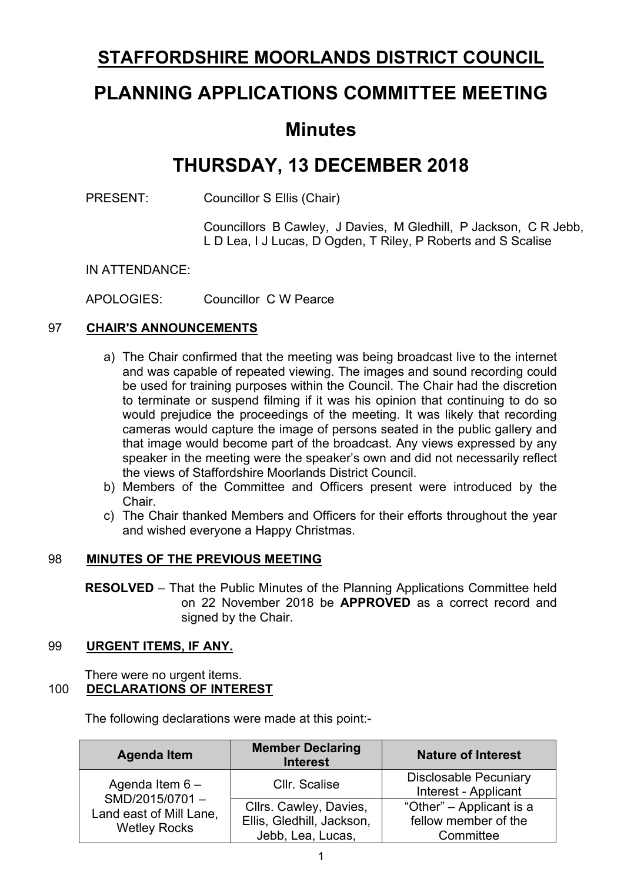# STAFFORDSHIRE MOORLANDS DISTRICT COUNCIL

# PLANNING APPLICATIONS COMMITTEE MEETING

## Minutes

## THURSDAY, 13 DECEMBER 2018

PRESENT: Councillor S Ellis (Chair)

Councillors B Cawley, J Davies, M Gledhill, P Jackson, C R Jebb, L D Lea, I J Lucas, D Ogden, T Riley, P Roberts and S Scalise

IN ATTENDANCE:

APOLOGIES: Councillor C W Pearce

### 97 CHAIR'S ANNOUNCEMENTS

a) The Chair confirmed that the meeting was being broadcast live to the internet and was capable of repeated viewing. The images and sound recording could be used for training purposes within the Council. The Chair had the discretion to terminate or suspend filming if it was his opinion that continuing to do so would prejudice the proceedings of the meeting. It was likely that recording cameras would capture the image of persons seated in the public gallery and that image would become part of the broadcast. Any views expressed by any speaker in the meeting were the speaker's own and did not necessarily reflect the views of Staffordshire Moorlands District Council.

b) Members of the Committee and Officers present were introduced by the Chair.

c) The Chair thanked Members and Officers for their efforts throughout the year and wished everyone a Happy Christmas.

### 98 MINUTES OF THE PREVIOUS MEETING

**RESOLVED** – That the Public Minutes of the Planning Applications Committee held on 22 November 2018 be **APPROVED** as a correct record and signed by the Chair.

### 99 URGENT ITEMS, IF ANY.

There were no urgent items.

### 100 DECLARATIONS OF INTEREST

The following declarations were made at this point:-

| Agenda Item | Member Declaring Interest | Nature of Interest |
|---|---|---|
| Agenda Item 6 – SMD/2015/0701 – Land east of Mill Lane, Wetley Rocks | Cllr. Scalise | Disclosable Pecuniary Interest - Applicant |
| | Cllrs. Cawley, Davies, Ellis, Gledhill, Jackson, Jebb, Lea, Lucas, | "Other" – Applicant is a fellow member of the Committee |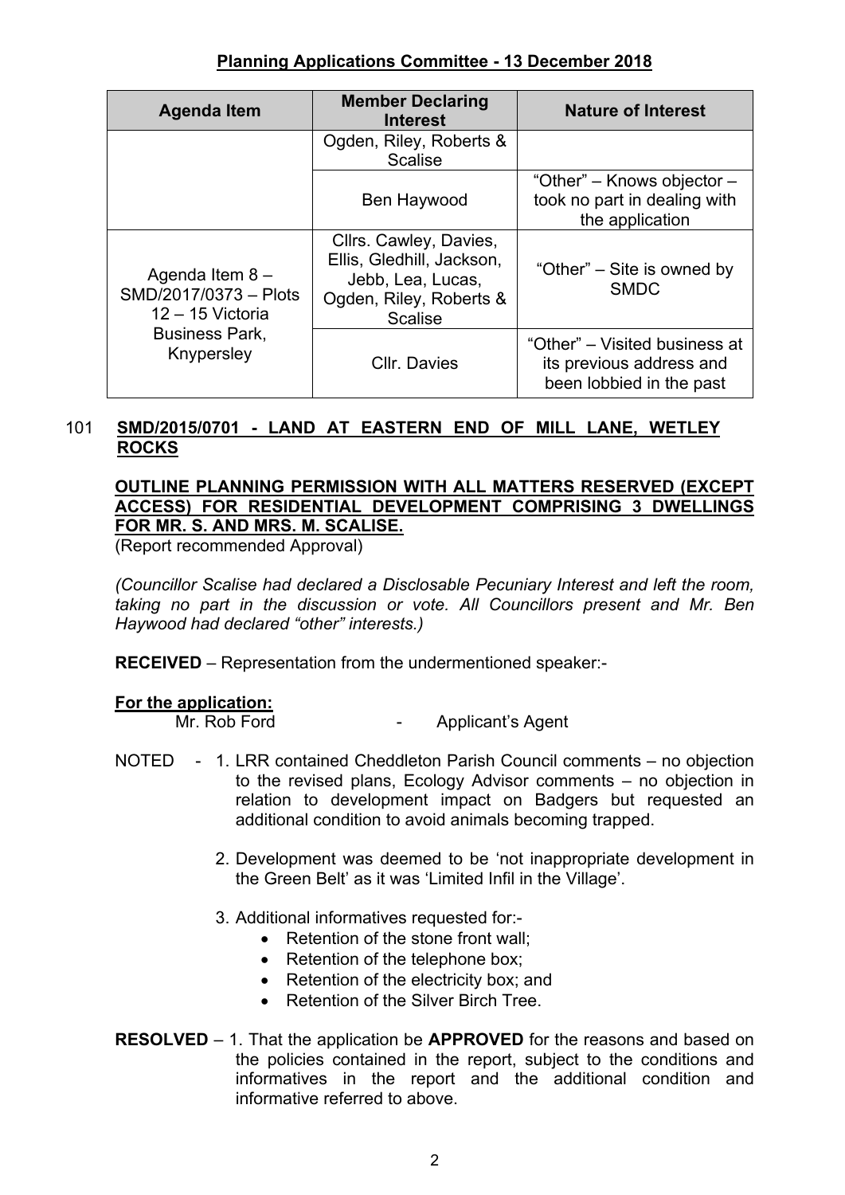**Planning Applications Committee - 13 December 2018**

| Agenda Item | Member Declaring Interest | Nature of Interest |
|---|---|---|
| | Ogden, Riley, Roberts & Scalise | |
| | Ben Haywood | “Other” – Knows objector – took no part in dealing with the application |
| Agenda Item 8 – SMD/2017/0373 – Plots 12 – 15 Victoria Business Park, Knypersley | Cllrs. Cawley, Davies, Ellis, Gledhill, Jackson, Jebb, Lea, Lucas, Ogden, Riley, Roberts & Scalise | “Other” – Site is owned by SMDC |
| | Cllr. Davies | “Other” – Visited business at its previous address and been lobbied in the past |

## 101 SMD/2015/0701 - LAND AT EASTERN END OF MILL LANE, WETLEY ROCKS

**OUTLINE PLANNING PERMISSION WITH ALL MATTERS RESERVED (EXCEPT ACCESS) FOR RESIDENTIAL DEVELOPMENT COMPRISING 3 DWELLINGS FOR MR. S. AND MRS. M. SCALISE.**

(Report recommended Approval)

*(Councillor Scalise had declared a Disclosable Pecuniary Interest and left the room, taking no part in the discussion or vote. All Councillors present and Mr. Ben Haywood had declared “other” interests.)*

**RECEIVED** – Representation from the undermentioned speaker:-

**For the application:**

Mr. Rob Ford - Applicant’s Agent

NOTED - 1. LRR contained Cheddleton Parish Council comments – no objection to the revised plans, Ecology Advisor comments – no objection in relation to development impact on Badgers but requested an additional condition to avoid animals becoming trapped.

2. Development was deemed to be ‘not inappropriate development in the Green Belt’ as it was ‘Limited Infil in the Village’.

3. Additional informatives requested for:-
   - Retention of the stone front wall;
   - Retention of the telephone box;
   - Retention of the electricity box; and
   - Retention of the Silver Birch Tree.

**RESOLVED** – 1. That the application be **APPROVED** for the reasons and based on the policies contained in the report, subject to the conditions and informatives in the report and the additional condition and informative referred to above.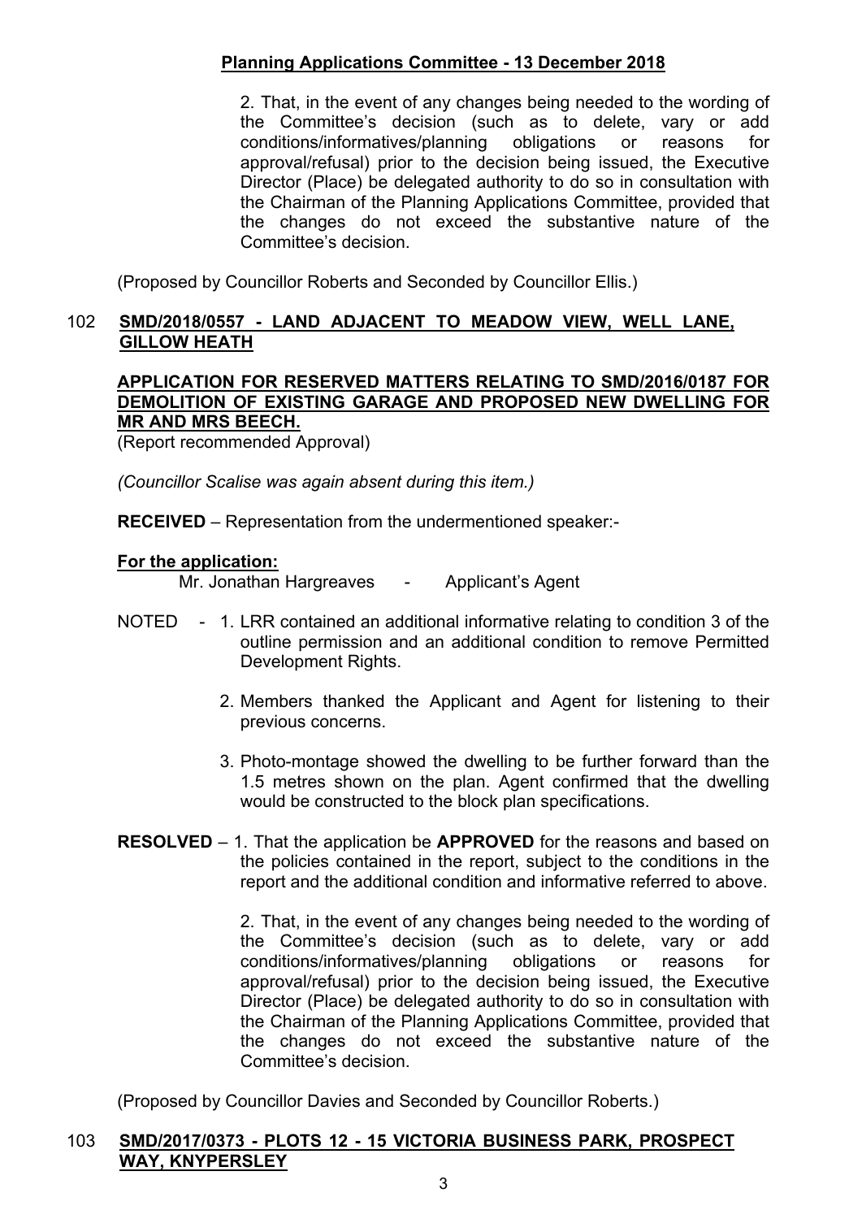2. That, in the event of any changes being needed to the wording of the Committee's decision (such as to delete, vary or add conditions/informatives/planning obligations or reasons for approval/refusal) prior to the decision being issued, the Executive Director (Place) be delegated authority to do so in consultation with the Chairman of the Planning Applications Committee, provided that the changes do not exceed the substantive nature of the Committee's decision.

(Proposed by Councillor Roberts and Seconded by Councillor Ellis.)

## 102 SMD/2018/0557 - LAND ADJACENT TO MEADOW VIEW, WELL LANE, GILLOW HEATH

**APPLICATION FOR RESERVED MATTERS RELATING TO SMD/2016/0187 FOR DEMOLITION OF EXISTING GARAGE AND PROPOSED NEW DWELLING FOR MR AND MRS BEECH.**

(Report recommended Approval)

*(Councillor Scalise was again absent during this item.)*

**RECEIVED** – Representation from the undermentioned speaker:-

**For the application:**

Mr. Jonathan Hargreaves - Applicant's Agent

NOTED -

1. LRR contained an additional informative relating to condition 3 of the outline permission and an additional condition to remove Permitted Development Rights.
2. Members thanked the Applicant and Agent for listening to their previous concerns.
3. Photo-montage showed the dwelling to be further forward than the 1.5 metres shown on the plan. Agent confirmed that the dwelling would be constructed to the block plan specifications.

**RESOLVED** – 1. That the application be **APPROVED** for the reasons and based on the policies contained in the report, subject to the conditions in the report and the additional condition and informative referred to above.

2. That, in the event of any changes being needed to the wording of the Committee's decision (such as to delete, vary or add conditions/informatives/planning obligations or reasons for approval/refusal) prior to the decision being issued, the Executive Director (Place) be delegated authority to do so in consultation with the Chairman of the Planning Applications Committee, provided that the changes do not exceed the substantive nature of the Committee's decision.

(Proposed by Councillor Davies and Seconded by Councillor Roberts.)

## 103 SMD/2017/0373 - PLOTS 12 - 15 VICTORIA BUSINESS PARK, PROSPECT WAY, KNYPERSLEY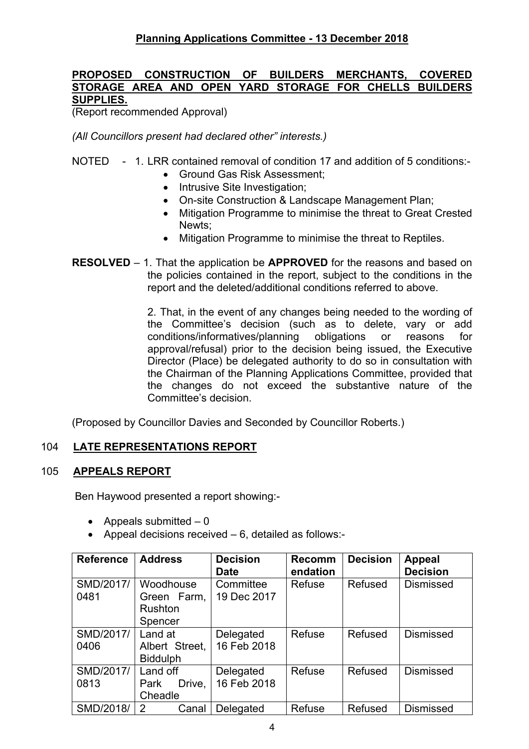**PROPOSED CONSTRUCTION OF BUILDERS MERCHANTS, COVERED STORAGE AREA AND OPEN YARD STORAGE FOR CHELLS BUILDERS SUPPLIES.**
(Report recommended Approval)

*(All Councillors present had declared other" interests.)*

NOTED - 1. LRR contained removal of condition 17 and addition of 5 conditions:-

- Ground Gas Risk Assessment;
- Intrusive Site Investigation;
- On-site Construction & Landscape Management Plan;
- Mitigation Programme to minimise the threat to Great Crested Newts;
- Mitigation Programme to minimise the threat to Reptiles.

**RESOLVED** – 1. That the application be **APPROVED** for the reasons and based on the policies contained in the report, subject to the conditions in the report and the deleted/additional conditions referred to above.

2. That, in the event of any changes being needed to the wording of the Committee's decision (such as to delete, vary or add conditions/informatives/planning obligations or reasons for approval/refusal) prior to the decision being issued, the Executive Director (Place) be delegated authority to do so in consultation with the Chairman of the Planning Applications Committee, provided that the changes do not exceed the substantive nature of the Committee's decision.

(Proposed by Councillor Davies and Seconded by Councillor Roberts.)

## 104 LATE REPRESENTATIONS REPORT

## 105 APPEALS REPORT

Ben Haywood presented a report showing:-

- Appeals submitted – 0
- Appeal decisions received – 6, detailed as follows:-

| Reference | Address | Decision Date | Recommendation | Decision | Appeal Decision |
|---|---|---|---|---|---|
| SMD/2017/0481 | Woodhouse Green Farm, Rushton Spencer | Committee 19 Dec 2017 | Refuse | Refused | Dismissed |
| SMD/2017/0406 | Land at Albert Street, Biddulph | Delegated 16 Feb 2018 | Refuse | Refused | Dismissed |
| SMD/2017/0813 | Land off Park Drive, Cheadle | Delegated 16 Feb 2018 | Refuse | Refused | Dismissed |
| SMD/2018/ | 2 Canal | Delegated | Refuse | Refused | Dismissed |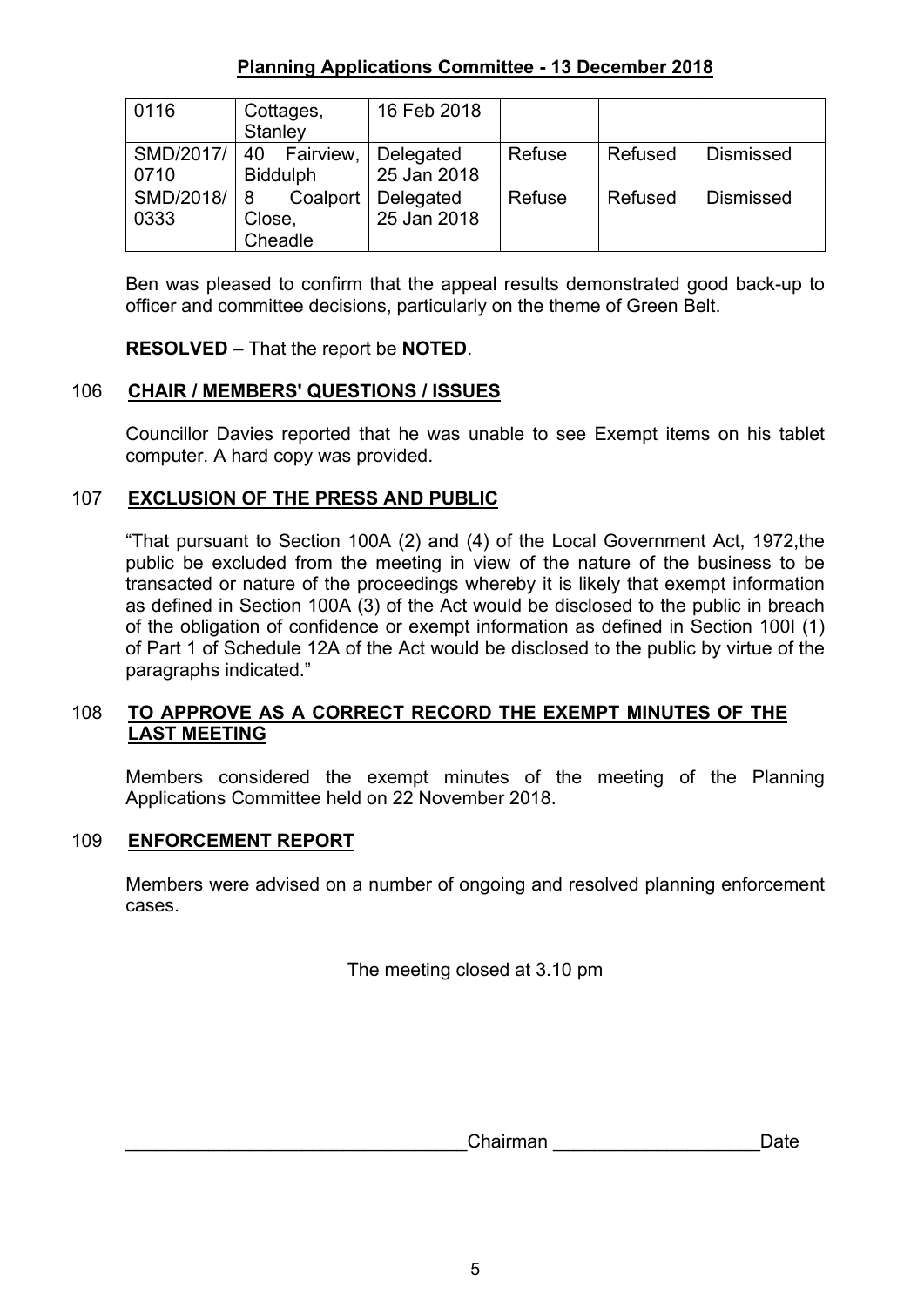| | | | | | |
|---|---|---|---|---|---|
| 0116 | Cottages, Stanley | 16 Feb 2018 | | | |
| SMD/2017/0710 | 40 Fairview, Biddulph | Delegated 25 Jan 2018 | Refuse | Refused | Dismissed |
| SMD/2018/0333 | 8 Coalport Close, Cheadle | Delegated 25 Jan 2018 | Refuse | Refused | Dismissed |

Ben was pleased to confirm that the appeal results demonstrated good back-up to officer and committee decisions, particularly on the theme of Green Belt.

**RESOLVED** – That the report be **NOTED**.

## 106 CHAIR / MEMBERS' QUESTIONS / ISSUES

Councillor Davies reported that he was unable to see Exempt items on his tablet computer. A hard copy was provided.

## 107 EXCLUSION OF THE PRESS AND PUBLIC

"That pursuant to Section 100A (2) and (4) of the Local Government Act, 1972,the public be excluded from the meeting in view of the nature of the business to be transacted or nature of the proceedings whereby it is likely that exempt information as defined in Section 100A (3) of the Act would be disclosed to the public in breach of the obligation of confidence or exempt information as defined in Section 100I (1) of Part 1 of Schedule 12A of the Act would be disclosed to the public by virtue of the paragraphs indicated."

## 108 TO APPROVE AS A CORRECT RECORD THE EXEMPT MINUTES OF THE LAST MEETING

Members considered the exempt minutes of the meeting of the Planning Applications Committee held on 22 November 2018.

## 109 ENFORCEMENT REPORT

Members were advised on a number of ongoing and resolved planning enforcement cases.

The meeting closed at 3.10 pm

\_\_\_\_\_\_\_\_\_\_\_\_\_\_\_\_\_\_\_\_\_\_\_\_\_\_\_\_\_\_\_\_Chairman \_\_\_\_\_\_\_\_\_\_\_\_\_\_\_\_\_\_\_\_Date